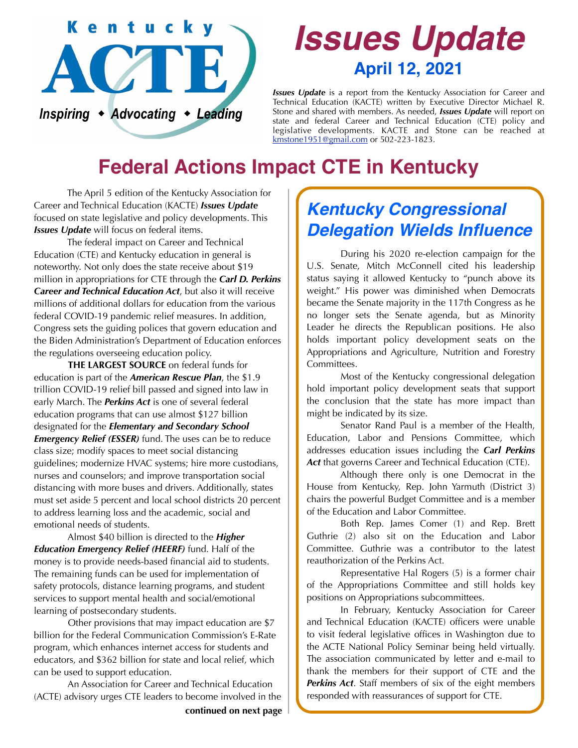Kentucky ACTE

*Inspiring ◆ Advocating ◆ Leading*

# *Issues Update*

## April 12, 2021

***Issues Update*** is a report from the Kentucky Association for Career and Technical Education (KACTE) written by Executive Director Michael R. Stone and shared with members. As needed, ***Issues Update*** will report on state and federal Career and Technical Education (CTE) policy and legislative developments. KACTE and Stone can be reached at kmstone1951@gmail.com or 502-223-1823.

# Federal Actions Impact CTE in Kentucky

The April 5 edition of the Kentucky Association for Career and Technical Education (KACTE) ***Issues Update*** focused on state legislative and policy developments. This ***Issues Update*** will focus on federal items.

The federal impact on Career and Technical Education (CTE) and Kentucky education in general is noteworthy. Not only does the state receive about $19 million in appropriations for CTE through the ***Carl D. Perkins Career and Technical Education Act***, but also it will receive millions of additional dollars for education from the various federal COVID-19 pandemic relief measures. In addition, Congress sets the guiding polices that govern education and the Biden Administration's Department of Education enforces the regulations overseeing education policy.

**THE LARGEST SOURCE** on federal funds for education is part of the ***American Rescue Plan***, the $1.9 trillion COVID-19 relief bill passed and signed into law in early March. The ***Perkins Act*** is one of several federal education programs that can use almost $127 billion designated for the ***Elementary and Secondary School Emergency Relief (ESSER)*** fund. The uses can be to reduce class size; modify spaces to meet social distancing guidelines; modernize HVAC systems; hire more custodians, nurses and counselors; and improve transportation social distancing with more buses and drivers. Additionally, states must set aside 5 percent and local school districts 20 percent to address learning loss and the academic, social and emotional needs of students.

Almost $40 billion is directed to the ***Higher Education Emergency Relief (HEERF)*** fund. Half of the money is to provide needs-based financial aid to students. The remaining funds can be used for implementation of safety protocols, distance learning programs, and student services to support mental health and social/emotional learning of postsecondary students.

Other provisions that may impact education are $7 billion for the Federal Communication Commission's E-Rate program, which enhances internet access for students and educators, and $362 billion for state and local relief, which can be used to support education.

An Association for Career and Technical Education (ACTE) advisory urges CTE leaders to become involved in the

**continued on next page**

## *Kentucky Congressional Delegation Wields Influence*

During his 2020 re-election campaign for the U.S. Senate, Mitch McConnell cited his leadership status saying it allowed Kentucky to "punch above its weight." His power was diminished when Democrats became the Senate majority in the 117th Congress as he no longer sets the Senate agenda, but as Minority Leader he directs the Republican positions. He also holds important policy development seats on the Appropriations and Agriculture, Nutrition and Forestry Committees.

Most of the Kentucky congressional delegation hold important policy development seats that support the conclusion that the state has more impact than might be indicated by its size.

Senator Rand Paul is a member of the Health, Education, Labor and Pensions Committee, which addresses education issues including the ***Carl Perkins Act*** that governs Career and Technical Education (CTE).

Although there only is one Democrat in the House from Kentucky, Rep. John Yarmuth (District 3) chairs the powerful Budget Committee and is a member of the Education and Labor Committee.

Both Rep. James Comer (1) and Rep. Brett Guthrie (2) also sit on the Education and Labor Committee. Guthrie was a contributor to the latest reauthorization of the Perkins Act.

Representative Hal Rogers (5) is a former chair of the Appropriations Committee and still holds key positions on Appropriations subcommittees.

In February, Kentucky Association for Career and Technical Education (KACTE) officers were unable to visit federal legislative offices in Washington due to the ACTE National Policy Seminar being held virtually. The association communicated by letter and e-mail to thank the members for their support of CTE and the ***Perkins Act***. Staff members of six of the eight members responded with reassurances of support for CTE.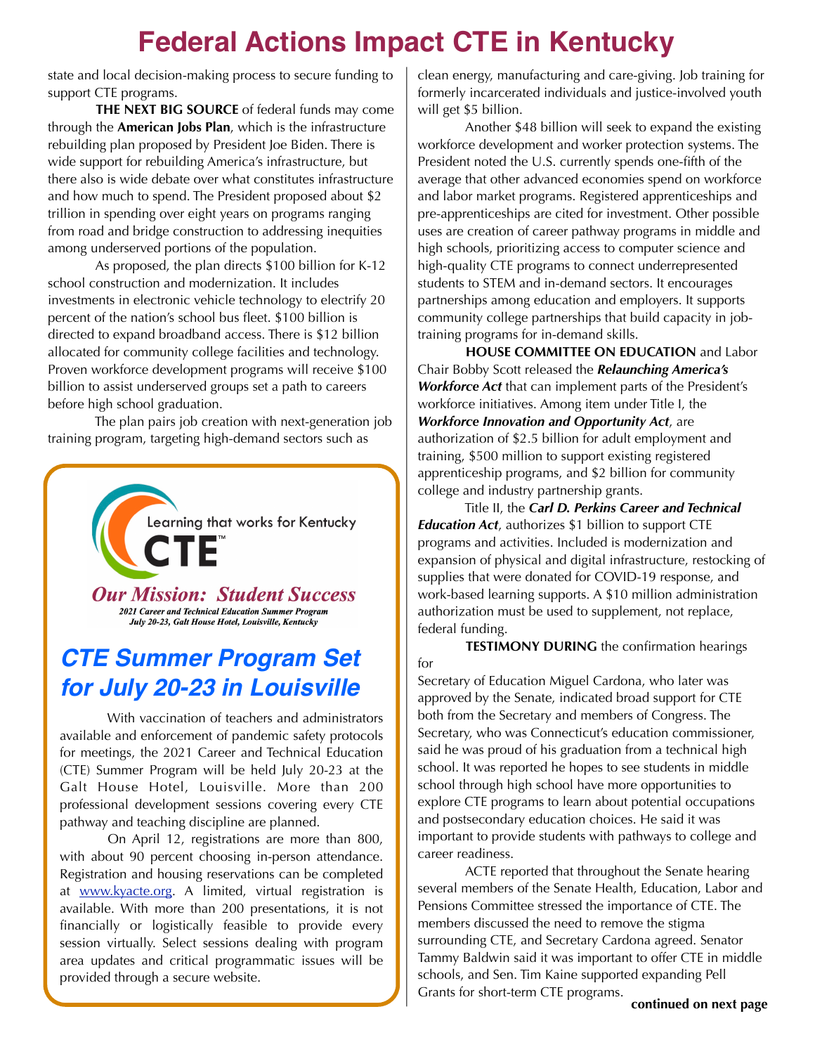# Federal Actions Impact CTE in Kentucky

state and local decision-making process to secure funding to support CTE programs.

**THE NEXT BIG SOURCE** of federal funds may come through the **American Jobs Plan**, which is the infrastructure rebuilding plan proposed by President Joe Biden. There is wide support for rebuilding America's infrastructure, but there also is wide debate over what constitutes infrastructure and how much to spend. The President proposed about $2 trillion in spending over eight years on programs ranging from road and bridge construction to addressing inequities among underserved portions of the population.

As proposed, the plan directs $100 billion for K-12 school construction and modernization. It includes investments in electronic vehicle technology to electrify 20 percent of the nation's school bus fleet. $100 billion is directed to expand broadband access. There is $12 billion allocated for community college facilities and technology. Proven workforce development programs will receive $100 billion to assist underserved groups set a path to careers before high school graduation.

The plan pairs job creation with next-generation job training program, targeting high-demand sectors such as clean energy, manufacturing and care-giving. Job training for formerly incarcerated individuals and justice-involved youth will get $5 billion.

Another $48 billion will seek to expand the existing workforce development and worker protection systems. The President noted the U.S. currently spends one-fifth of the average that other advanced economies spend on workforce and labor market programs. Registered apprenticeships and pre-apprenticeships are cited for investment. Other possible uses are creation of career pathway programs in middle and high schools, prioritizing access to computer science and high-quality CTE programs to connect underrepresented students to STEM and in-demand sectors. It encourages partnerships among education and employers. It supports community college partnerships that build capacity in job-training programs for in-demand skills.

**HOUSE COMMITTEE ON EDUCATION** and Labor Chair Bobby Scott released the ***Relaunching America's Workforce Act*** that can implement parts of the President's workforce initiatives. Among item under Title I, the ***Workforce Innovation and Opportunity Act***, are authorization of $2.5 billion for adult employment and training, $500 million to support existing registered apprenticeship programs, and $2 billion for community college and industry partnership grants.

Title II, the ***Carl D. Perkins Career and Technical Education Act***, authorizes $1 billion to support CTE programs and activities. Included is modernization and expansion of physical and digital infrastructure, restocking of supplies that were donated for COVID-19 response, and work-based learning supports. A $10 million administration authorization must be used to supplement, not replace, federal funding.

**TESTIMONY DURING** the confirmation hearings for Secretary of Education Miguel Cardona, who later was approved by the Senate, indicated broad support for CTE both from the Secretary and members of Congress. The Secretary, who was Connecticut's education commissioner, said he was proud of his graduation from a technical high school. It was reported he hopes to see students in middle school through high school have more opportunities to explore CTE programs to learn about potential occupations and postsecondary education choices. He said it was important to provide students with pathways to college and career readiness.

ACTE reported that throughout the Senate hearing several members of the Senate Health, Education, Labor and Pensions Committee stressed the importance of CTE. The members discussed the need to remove the stigma surrounding CTE, and Secretary Cardona agreed. Senator Tammy Baldwin said it was important to offer CTE in middle schools, and Sen. Tim Kaine supported expanding Pell Grants for short-term CTE programs.

**continued on next page**

---

Learning that works for Kentucky

CTE™

***Our Mission: Student Success***

***2021 Career and Technical Education Summer Program***
***July 20-23, Galt House Hotel, Louisville, Kentucky***

## *CTE Summer Program Set for July 20-23 in Louisville*

With vaccination of teachers and administrators available and enforcement of pandemic safety protocols for meetings, the 2021 Career and Technical Education (CTE) Summer Program will be held July 20-23 at the Galt House Hotel, Louisville. More than 200 professional development sessions covering every CTE pathway and teaching discipline are planned.

On April 12, registrations are more than 800, with about 90 percent choosing in-person attendance. Registration and housing reservations can be completed at www.kyacte.org. A limited, virtual registration is available. With more than 200 presentations, it is not financially or logistically feasible to provide every session virtually. Select sessions dealing with program area updates and critical programmatic issues will be provided through a secure website.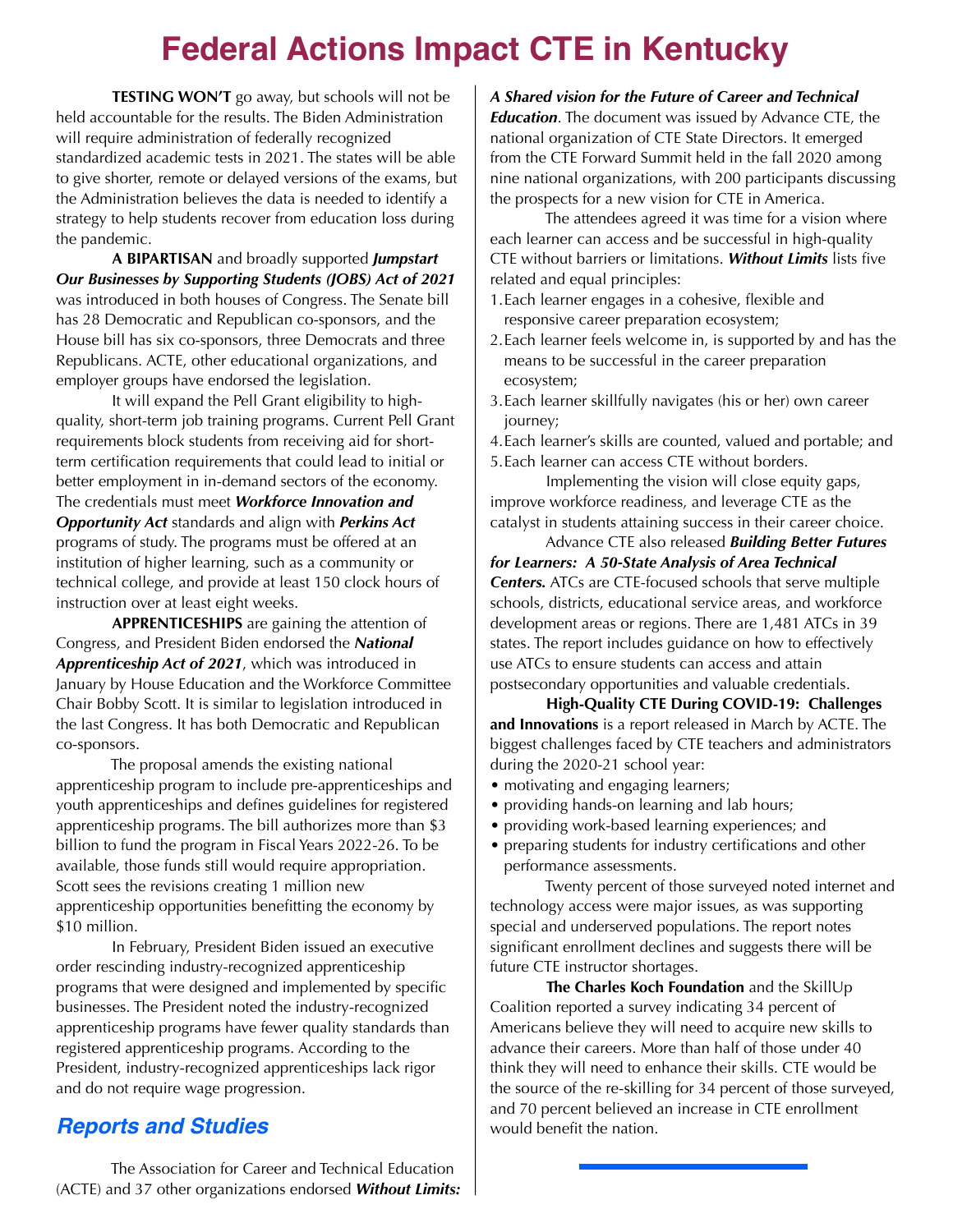# Federal Actions Impact CTE in Kentucky

**TESTING WON'T** go away, but schools will not be held accountable for the results. The Biden Administration will require administration of federally recognized standardized academic tests in 2021. The states will be able to give shorter, remote or delayed versions of the exams, but the Administration believes the data is needed to identify a strategy to help students recover from education loss during the pandemic.

**A BIPARTISAN** and broadly supported ***Jumpstart Our Businesses by Supporting Students (JOBS) Act of 2021*** was introduced in both houses of Congress. The Senate bill has 28 Democratic and Republican co-sponsors, and the House bill has six co-sponsors, three Democrats and three Republicans. ACTE, other educational organizations, and employer groups have endorsed the legislation.

It will expand the Pell Grant eligibility to high-quality, short-term job training programs. Current Pell Grant requirements block students from receiving aid for short-term certification requirements that could lead to initial or better employment in in-demand sectors of the economy. The credentials must meet ***Workforce Innovation and Opportunity Act*** standards and align with ***Perkins Act*** programs of study. The programs must be offered at an institution of higher learning, such as a community or technical college, and provide at least 150 clock hours of instruction over at least eight weeks.

**APPRENTICESHIPS** are gaining the attention of Congress, and President Biden endorsed the ***National Apprenticeship Act of 2021***, which was introduced in January by House Education and the Workforce Committee Chair Bobby Scott. It is similar to legislation introduced in the last Congress. It has both Democratic and Republican co-sponsors.

The proposal amends the existing national apprenticeship program to include pre-apprenticeships and youth apprenticeships and defines guidelines for registered apprenticeship programs. The bill authorizes more than $3 billion to fund the program in Fiscal Years 2022-26. To be available, those funds still would require appropriation. Scott sees the revisions creating 1 million new apprenticeship opportunities benefitting the economy by $10 million.

In February, President Biden issued an executive order rescinding industry-recognized apprenticeship programs that were designed and implemented by specific businesses. The President noted the industry-recognized apprenticeship programs have fewer quality standards than registered apprenticeship programs. According to the President, industry-recognized apprenticeships lack rigor and do not require wage progression.

## *Reports and Studies*

The Association for Career and Technical Education (ACTE) and 37 other organizations endorsed ***Without Limits: A Shared vision for the Future of Career and Technical Education***. The document was issued by Advance CTE, the national organization of CTE State Directors. It emerged from the CTE Forward Summit held in the fall 2020 among nine national organizations, with 200 participants discussing the prospects for a new vision for CTE in America.

The attendees agreed it was time for a vision where each learner can access and be successful in high-quality CTE without barriers or limitations. ***Without Limits*** lists five related and equal principles:

1. Each learner engages in a cohesive, flexible and responsive career preparation ecosystem;
2. Each learner feels welcome in, is supported by and has the means to be successful in the career preparation ecosystem;
3. Each learner skillfully navigates (his or her) own career journey;
4. Each learner's skills are counted, valued and portable; and
5. Each learner can access CTE without borders.

Implementing the vision will close equity gaps, improve workforce readiness, and leverage CTE as the catalyst in students attaining success in their career choice.

Advance CTE also released ***Building Better Futures for Learners: A 50-State Analysis of Area Technical Centers.*** ATCs are CTE-focused schools that serve multiple schools, districts, educational service areas, and workforce development areas or regions. There are 1,481 ATCs in 39 states. The report includes guidance on how to effectively use ATCs to ensure students can access and attain postsecondary opportunities and valuable credentials.

**High-Quality CTE During COVID-19: Challenges and Innovations** is a report released in March by ACTE. The biggest challenges faced by CTE teachers and administrators during the 2020-21 school year:

- motivating and engaging learners;
- providing hands-on learning and lab hours;
- providing work-based learning experiences; and
- preparing students for industry certifications and other performance assessments.

Twenty percent of those surveyed noted internet and technology access were major issues, as was supporting special and underserved populations. The report notes significant enrollment declines and suggests there will be future CTE instructor shortages.

**The Charles Koch Foundation** and the SkillUp Coalition reported a survey indicating 34 percent of Americans believe they will need to acquire new skills to advance their careers. More than half of those under 40 think they will need to enhance their skills. CTE would be the source of the re-skilling for 34 percent of those surveyed, and 70 percent believed an increase in CTE enrollment would benefit the nation.